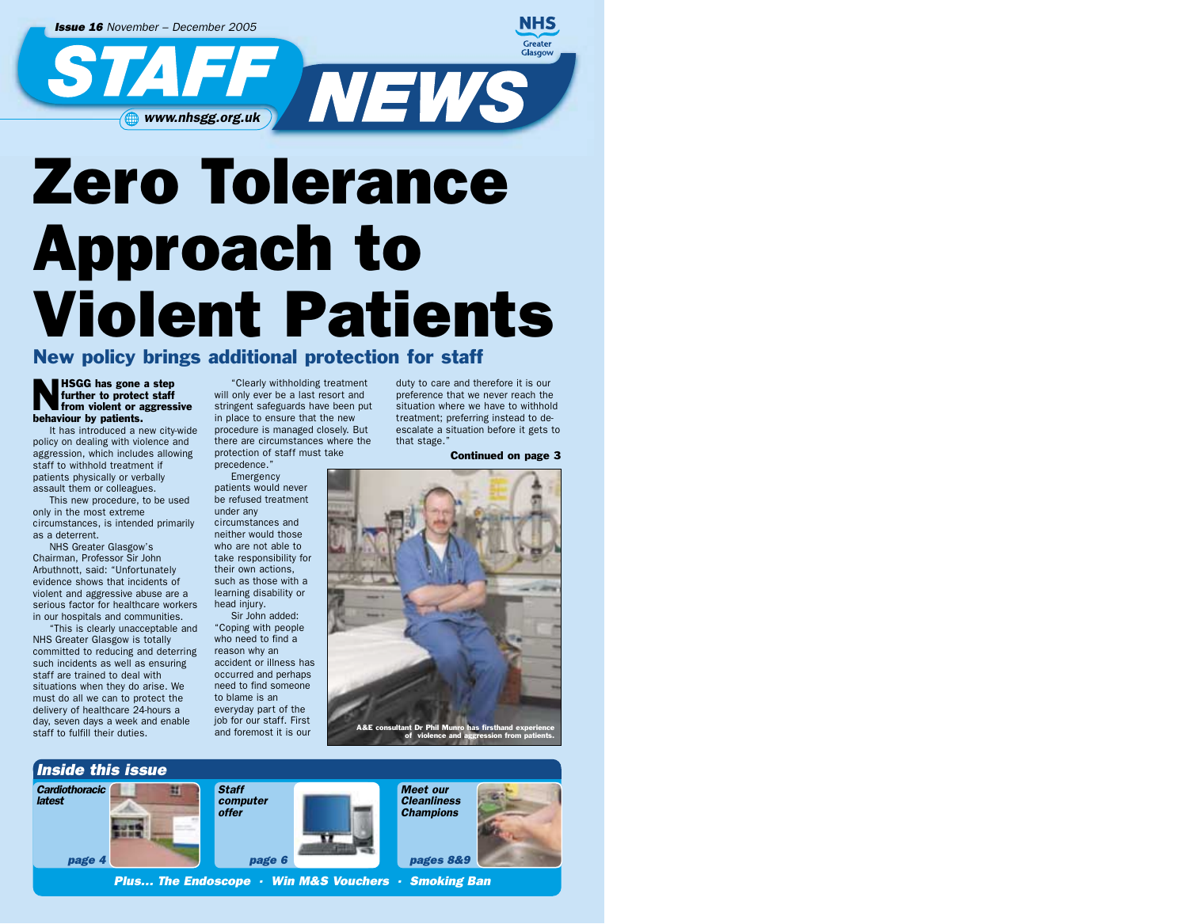*Issue 16* November – December 2005

NHS Greater Glasgow

# STAFF NEWS

www.nhsgg.org.uk

# Zero Tolerance Approach to Violent Patients

## New policy brings additional protection for staff

**NHSGG has gone a step further to protect staff from violent or aggressive behaviour by patients.**

It has introduced a new city-wide policy on dealing with violence and aggression, which includes allowing staff to withhold treatment if patients physically or verbally assault them or colleagues.

This new procedure, to be used only in the most extreme circumstances, is intended primarily as a deterrent.

NHS Greater Glasgow's Chairman, Professor Sir John Arbuthnott, said: "Unfortunately evidence shows that incidents of violent and aggressive abuse are a serious factor for healthcare workers in our hospitals and communities.

"This is clearly unacceptable and NHS Greater Glasgow is totally committed to reducing and deterring such incidents as well as ensuring staff are trained to deal with situations when they do arise. We must do all we can to protect the delivery of healthcare 24-hours a day, seven days a week and enable staff to fulfill their duties.

"Clearly withholding treatment will only ever be a last resort and stringent safeguards have been put in place to ensure that the new procedure is managed closely. But there are circumstances where the protection of staff must take precedence."

Emergency patients would never be refused treatment under any circumstances and neither would those who are not able to take responsibility for their own actions, such as those with a learning disability or head injury.

Sir John added: "Coping with people who need to find a reason why an accident or illness has occurred and perhaps need to find someone to blame is an everyday part of the job for our staff. First and foremost it is our duty to care and therefore it is our preference that we never reach the situation where we have to withhold treatment; preferring instead to de-escalate a situation before it gets to that stage."

**Continued on page 3**

A&E consultant Dr Phil Munro has firsthand experience of violence and aggression from patients.

## Inside this issue

- *Cardiothoracic latest* — page 4
- *Staff computer offer* — page 6
- *Meet our Cleanliness Champions* — pages 8&9

*Plus... The Endoscope · Win M&S Vouchers · Smoking Ban*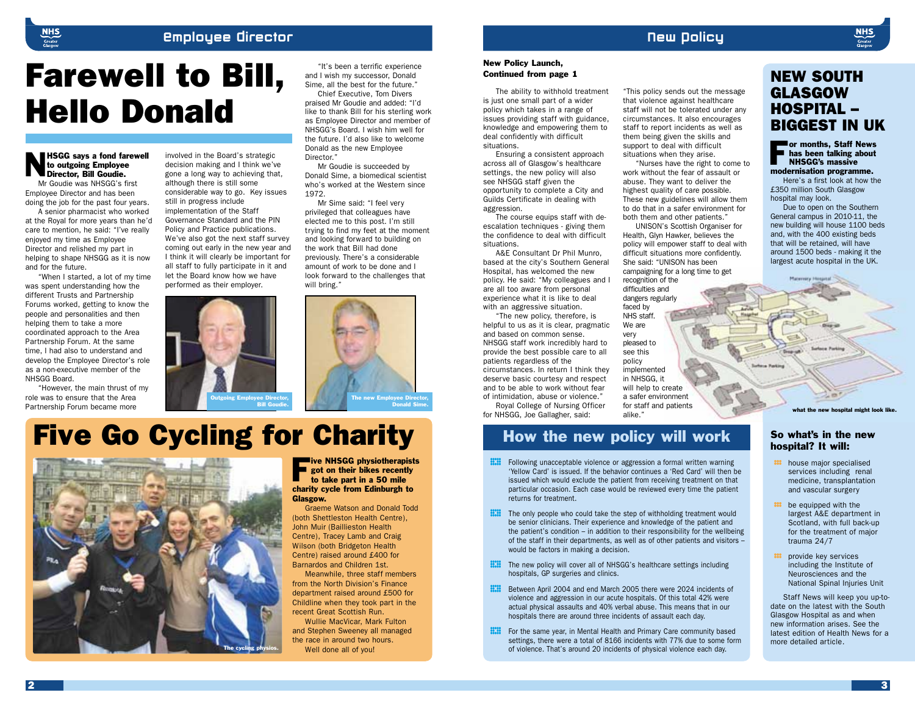## Employee Director

# Farewell to Bill, Hello Donald

**NHSGG says a fond farewell to outgoing Employee Director, Bill Goudie.**

Mr Goudie was NHSGG's first Employee Director and has been doing the job for the past four years.

A senior pharmacist who worked at the Royal for more years than he'd care to mention, he said: "I've really enjoyed my time as Employee Director and relished my part in helping to shape NHSGG as it is now and for the future.

"When I started, a lot of my time was spent understanding how the different Trusts and Partnership Forums worked, getting to know the people and personalities and then helping them to take a more coordinated approach to the Area Partnership Forum. At the same time, I had also to understand and develop the Employee Director's role as a non-executive member of the NHSGG Board.

"However, the main thrust of my role was to ensure that the Area Partnership Forum became more involved in the Board's strategic decision making and I think we've gone a long way to achieving that, although there is still some considerable way to go. Key issues still in progress include implementation of the Staff Governance Standard and the PIN Policy and Practice publications. We've also got the next staff survey coming out early in the new year and I think it will clearly be important for all staff to fully participate in it and let the Board know how we have performed as their employer.

"It's been a terrific experience and I wish my successor, Donald Sime, all the best for the future."

Chief Executive, Tom Divers praised Mr Goudie and added: "I'd like to thank Bill for his sterling work as Employee Director and member of NHSGG's Board. I wish him well for the future. I'd also like to welcome Donald as the new Employee Director."

Mr Goudie is succeeded by Donald Sime, a biomedical scientist who's worked at the Western since 1972.

Mr Sime said: "I feel very privileged that colleagues have elected me to this post. I'm still trying to find my feet at the moment and looking forward to building on the work that Bill had done previously. There's a considerable amount of work to be done and I look forward to the challenges that will bring."

Outgoing Employee Director, Bill Goudie.

The new Employee Director, Donald Sime.

# Five Go Cycling for Charity

The cycling physios.

**Five NHSGG physiotherapists got on their bikes recently to take part in a 50 mile charity cycle from Edinburgh to Glasgow.**

Graeme Watson and Donald Todd (both Shettleston Health Centre), John Muir (Baillieston Health Centre), Tracey Lamb and Craig Wilson (both Bridgeton Health Centre) raised around £400 for Barnardos and Children 1st.

Meanwhile, three staff members from the North Division's Finance department raised around £500 for Childline when they took part in the recent Great Scottish Run.

Wullie MacVicar, Mark Fulton and Stephen Sweeney all managed the race in around two hours.

Well done all of you!

## New Policy

**New Policy Launch, Continued from page 1**

The ability to withhold treatment is just one small part of a wider policy which takes in a range of issues providing staff with guidance, knowledge and empowering them to deal confidently with difficult situations.

Ensuring a consistent approach across all of Glasgow's healthcare settings, the new policy will also see NHSGG staff given the opportunity to complete a City and Guilds Certificate in dealing with aggression.

The course equips staff with de-escalation techniques - giving them the confidence to deal with difficult situations.

A&E Consultant Dr Phil Munro, based at the city's Southern General Hospital, has welcomed the new policy. He said: "My colleagues and I are all too aware from personal experience what it is like to deal with an aggressive situation.

"The new policy, therefore, is helpful to us as it is clear, pragmatic and based on common sense. NHSGG staff work incredibly hard to provide the best possible care to all patients regardless of the circumstances. In return I think they deserve basic courtesy and respect and to be able to work without fear of intimidation, abuse or violence."

Royal College of Nursing Officer for NHSGG, Joe Gallagher, said: "This policy sends out the message that violence against healthcare staff will not be tolerated under any circumstances. It also encourages staff to report incidents as well as them being given the skills and support to deal with difficult situations when they arise.

"Nurses have the right to come to work without the fear of assault or abuse. They want to deliver the highest quality of care possible. These new guidelines will allow them to do that in a safer environment for both them and other patients."

UNISON's Scottish Organiser for Health, Glyn Hawker, believes the policy will empower staff to deal with difficult situations more confidently. She said: "UNISON has been campaigning for a long time to get recognition of the difficulties and dangers regularly faced by NHS staff. We are very pleased to see this policy implemented in NHSGG, it will help to create a safer environment for staff and patients alike."

## How the new policy will work

- Following unacceptable violence or aggression a formal written warning 'Yellow Card' is issued. If the behavior continues a 'Red Card' will then be issued which would exclude the patient from receiving treatment on that particular occasion. Each case would be reviewed every time the patient returns for treatment.
- The only people who could take the step of withholding treatment would be senior clinicians. Their experience and knowledge of the patient and the patient's condition – in addition to their responsibility for the wellbeing of the staff in their departments, as well as of other patients and visitors – would be factors in making a decision.
- The new policy will cover all of NHSGG's healthcare settings including hospitals, GP surgeries and clinics.
- Between April 2004 and end March 2005 there were 2024 incidents of violence and aggression in our acute hospitals. Of this total 42% were actual physical assaults and 40% verbal abuse. This means that in our hospitals there are around three incidents of assault each day.
- For the same year, in Mental Health and Primary Care community based settings, there were a total of 8166 incidents with 77% due to some form of violence. That's around 20 incidents of physical violence each day.

# NEW SOUTH GLASGOW HOSPITAL – BIGGEST IN UK

**For months, Staff News has been talking about NHSGG's massive modernisation programme.**

Here's a first look at how the £350 million South Glasgow hospital may look.

Due to open on the Southern General campus in 2010-11, the new building will house 1100 beds and, with the 400 existing beds that will be retained, will have around 1500 beds - making it the largest acute hospital in the UK.

what the new hospital might look like.

## So what's in the new hospital? It will:

- house major specialised services including renal medicine, transplantation and vascular surgery
- be equipped with the largest A&E department in Scotland, with full back-up for the treatment of major trauma 24/7
- provide key services including the Institute of Neurosciences and the National Spinal Injuries Unit

Staff News will keep you up-to-date on the latest with the South Glasgow Hospital as and when new information arises. See the latest edition of Health News for a more detailed article.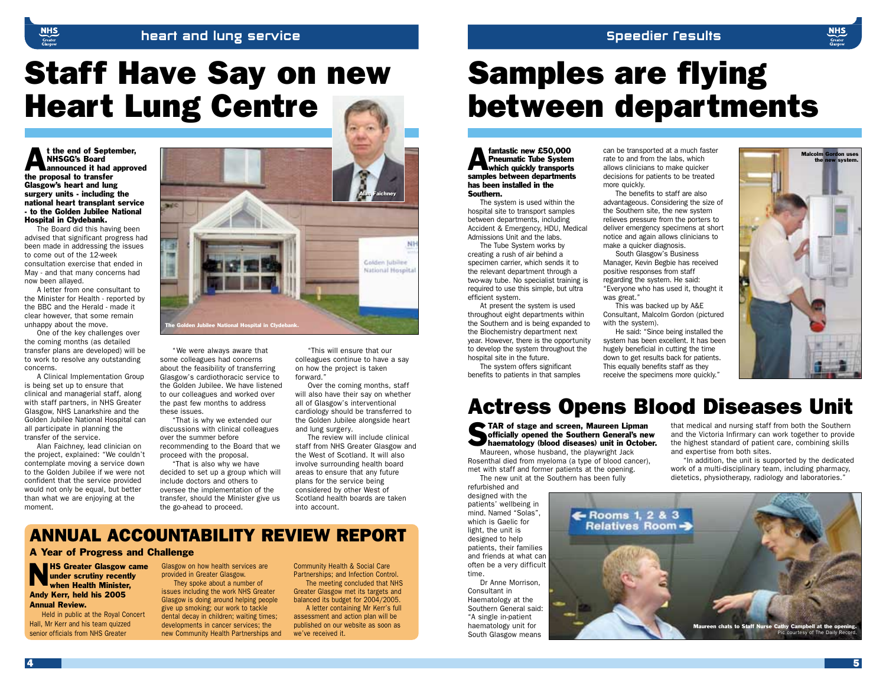## heart and lung service

# Staff Have Say on new Heart Lung Centre

**At the end of September, NHSGG's Board announced it had approved the proposal to transfer Glasgow's heart and lung surgery units - including the national heart transplant service - to the Golden Jubilee National Hospital in Clydebank.**

The Board did this having been advised that significant progress had been made in addressing the issues to come out of the 12-week consultation exercise that ended in May - and that many concerns had now been allayed.

A letter from one consultant to the Minister for Health - reported by the BBC and the Herald - made it clear however, that some remain unhappy about the move.

One of the key challenges over the coming months (as detailed transfer plans are developed) will be to work to resolve any outstanding concerns.

A Clinical Implementation Group is being set up to ensure that clinical and managerial staff, along with staff partners, in NHS Greater Glasgow, NHS Lanarkshire and the Golden Jubilee National Hospital can all participate in planning the transfer of the service.

Alan Faichney, lead clinician on the project, explained: "We couldn't contemplate moving a service down to the Golden Jubilee if we were not confident that the service provided would not only be equal, but better than what we are enjoying at the moment.

Alan Faichney

The Golden Jubilee National Hospital in Clydebank.

"We were always aware that some colleagues had concerns about the feasibility of transferring Glasgow's cardiothoracic service to the Golden Jubilee. We have listened to our colleagues and worked over the past few months to address these issues.

"That is why we extended our discussions with clinical colleagues over the summer before recommending to the Board that we proceed with the proposal.

"That is also why we have decided to set up a group which will include doctors and others to oversee the implementation of the transfer, should the Minister give us the go-ahead to proceed.

"This will ensure that our colleagues continue to have a say on how the project is taken forward."

Over the coming months, staff will also have their say on whether all of Glasgow's interventional cardiology should be transferred to the Golden Jubilee alongside heart and lung surgery.

The review will include clinical staff from NHS Greater Glasgow and the West of Scotland. It will also involve surrounding health board areas to ensure that any future plans for the service being considered by other West of Scotland health boards are taken into account.

## ANNUAL ACCOUNTABILITY REVIEW REPORT

### A Year of Progress and Challenge

**NHS Greater Glasgow came under scrutiny recently when Health Minister, Andy Kerr, held his 2005 Annual Review.**

Held in public at the Royal Concert Hall, Mr Kerr and his team quizzed senior officials from NHS Greater Glasgow on how health services are provided in Greater Glasgow.

They spoke about a number of issues including the work NHS Greater Glasgow is doing around helping people give up smoking; our work to tackle dental decay in children; waiting times; developments in cancer services; the new Community Health Partnerships and Community Health & Social Care Partnerships; and Infection Control.

The meeting concluded that NHS Greater Glasgow met its targets and balanced its budget for 2004/2005.

A letter containing Mr Kerr's full assessment and action plan will be published on our website as soon as we've received it.

## Speedier results

# Samples are flying between departments

**A fantastic new £50,000 Pneumatic Tube System which quickly transports samples between departments has been installed in the Southern.**

The system is used within the hospital site to transport samples between departments, including Accident & Emergency, HDU, Medical Admissions Unit and the labs.

The Tube System works by creating a rush of air behind a specimen carrier, which sends it to the relevant department through a two-way tube. No specialist training is required to use this simple, but ultra efficient system.

At present the system is used throughout eight departments within the Southern and is being expanded to the Biochemistry department next year. However, there is the opportunity to develop the system throughout the hospital site in the future.

The system offers significant benefits to patients in that samples can be transported at a much faster rate to and from the labs, which allows clinicians to make quicker decisions for patients to be treated more quickly.

The benefits to staff are also advantageous. Considering the size of the Southern site, the new system relieves pressure from the porters to deliver emergency specimens at short notice and again allows clinicians to make a quicker diagnosis.

South Glasgow's Business Manager, Kevin Begbie has received positive responses from staff regarding the system. He said: "Everyone who has used it, thought it was great."

This was backed up by A&E Consultant, Malcolm Gordon (pictured with the system).

He said: "Since being installed the system has been excellent. It has been hugely beneficial in cutting the time down to get results back for patients. This equally benefits staff as they receive the specimens more quickly."

Malcolm Gordon uses the new system.

# Actress Opens Blood Diseases Unit

**STAR of stage and screen, Maureen Lipman officially opened the Southern General's new haematology (blood diseases) unit in October.**

Maureen, whose husband, the playwright Jack Rosenthal died from myeloma (a type of blood cancer), met with staff and former patients at the opening.

The new unit at the Southern has been fully refurbished and designed with the patients' wellbeing in mind. Named "Solas", which is Gaelic for light, the unit is designed to help patients, their families and friends at what can often be a very difficult time.

Dr Anne Morrison, Consultant in Haematology at the Southern General said: "A single in-patient haematology unit for South Glasgow means that medical and nursing staff from both the Southern and the Victoria Infirmary can work together to provide the highest standard of patient care, combining skills and expertise from both sites.

"In addition, the unit is supported by the dedicated work of a multi-disciplinary team, including pharmacy, dietetics, physiotherapy, radiology and laboratories."

Maureen chats to Staff Nurse Cathy Campbell at the opening.
Pic courtesy of The Daily Record.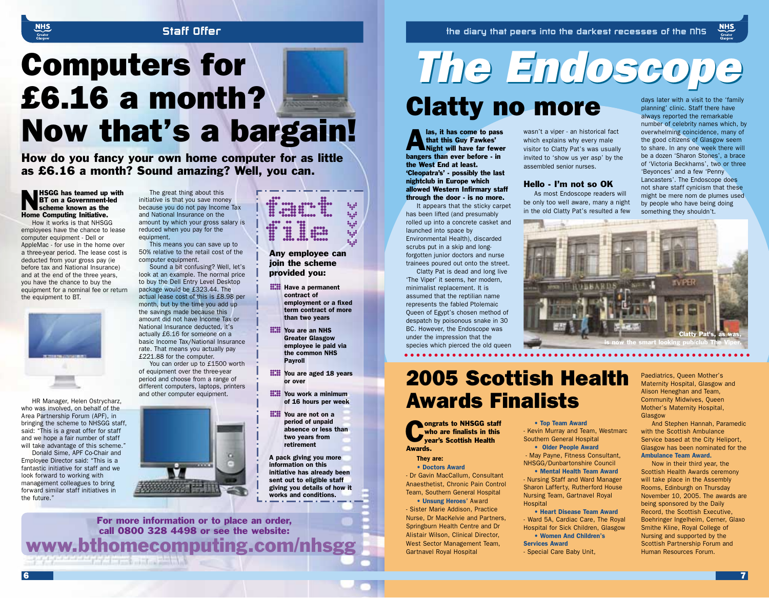## Staff Offer

# Computers for £6.16 a month? Now that's a bargain!

**How do you fancy your own home computer for as little as £6.16 a month? Sound amazing? Well, you can.**

**NHSGG has teamed up with BT on a Government-led scheme known as the Home Computing Initiative.**

How it works is that NHSGG employees have the chance to lease computer equipment - Dell or AppleMac - for use in the home over a three-year period. The lease cost is deducted from your gross pay (ie before tax and National Insurance) and at the end of the three years, you have the chance to buy the equipment for a nominal fee or return the equipment to BT.

HR Manager, Helen Ostrycharz, who was involved, on behalf of the Area Partnership Forum (APF), in bringing the scheme to NHSGG staff, said: "This is a great offer for staff and we hope a fair number of staff will take advantage of this scheme."

Donald Sime, APF Co-Chair and Employee Director said: "This is a fantastic initiative for staff and we look forward to working with management colleagues to bring forward similar staff initiatives in the future."

The great thing about this initiative is that you save money because you do not pay Income Tax and National Insurance on the amount by which your gross salary is reduced when you pay for the equipment.

This means you can save up to 50% relative to the retail cost of the computer equipment.

Sound a bit confusing? Well, let's look at an example. The normal price to buy the Dell Entry Level Desktop package would be £323.44. The actual lease cost of this is £8.98 per month, but by the time you add up the savings made because this amount did not have Income Tax or National Insurance deducted, it's actually £6.16 for someone on a basic Income Tax/National Insurance rate. That means you actually pay £221.88 for the computer.

You can order up to £1500 worth of equipment over the three-year period and choose from a range of different computers, laptops, printers and other computer equipment.

### fact file

**Any employee can join the scheme provided you:**

- **Have a permanent contract of employment or a fixed term contract of more than two years**
- **You are an NHS Greater Glasgow employee ie paid via the common NHS Payroll**
- **You are aged 18 years or over**
- **You work a minimum of 16 hours per week**
- **You are not on a period of unpaid absence or less than two years from retirement**

**A pack giving you more information on this initiative has already been sent out to eligible staff giving you details of how it works and conditions.**

**For more information or to place an order, call 0800 328 4498 or see the website:**
**www.bthomecomputing.com/nhsgg**

---

the diary that peers into the darkest recesses of the nhs

# The Endoscope

## Clatty no more

**Alas, it has come to pass that this Guy Fawkes' Night will have far fewer bangers than ever before - in the West End at least. 'Cleopatra's' - possibly the last nightclub in Europe which allowed Western Infirmary staff through the door - is no more.**

It appears that the sticky carpet has been lifted (and presumably rolled up into a concrete casket and launched into space by Environmental Health), discarded scrubs put in a skip and long-forgotten junior doctors and nurse trainees poured out onto the street.

Clatty Pat is dead and long live 'The Viper' it seems, her modern, minimalist replacement. It is assumed that the reptilian name represents the fabled Ptolemaic Queen of Egypt's chosen method of despatch by poisonous snake in 30 BC. However, the Endoscope was under the impression that the species which pierced the old queen wasn't a viper - an historical fact which explains why every male visitor to Clatty Pat's was usually invited to 'show us yer asp' by the assembled senior nurses.

### Hello - I'm not so OK

As most Endoscope readers will be only too well aware, many a night in the old Clatty Pat's resulted a few days later with a visit to the 'family planning' clinic. Staff there have always reported the remarkable number of celebrity names which, by overwhelming coincidence, many of the good citizens of Glasgow seem to share. In any one week there will be a dozen 'Sharon Stones', a brace of 'Victoria Beckhams', two or three 'Beyonces' and a few 'Penny Lancasters'. The Endoscope does not share staff cynicism that these might be mere nom de plumes used by people who have being doing something they shouldn't.

Clatty Pat's, as was, is now the smart looking pub/club The Viper.

## 2005 Scottish Health Awards Finalists

**Congrats to NHSGG staff who are finalists in this year's Scottish Health Awards.**

**They are:**

- **Doctors Award**
- Dr Gavin MacCallum, Consultant Anaesthetist, Chronic Pain Control Team, Southern General Hospital
- **Unsung Heroes'** Award
- Sister Marie Addison, Practice Nurse, Dr MacKelvie and Partners, Springburn Health Centre and Dr Alistair Wilson, Clinical Director, West Sector Management Team, Gartnavel Royal Hospital
- **Top Team Award**
- Kevin Murray and Team, Westmarc Southern General Hospital
- **Older People Award**
- May Payne, Fitness Consultant, NHSGG/Dunbartonshire Council
- **Mental Health Team Award**
- Nursing Staff and Ward Manager Sharon Lafferty, Rutherford House Nursing Team, Gartnavel Royal Hospital
- **Heart Disease Team Award**
- Ward 5A, Cardiac Care, The Royal Hospital for Sick Children, Glasgow
- **Women And Children's Services Award**
- Special Care Baby Unit, Paediatrics, Queen Mother's Maternity Hospital, Glasgow and Alison Heneghan and Team, Community Midwives, Queen Mother's Maternity Hospital, Glasgow

And Stephen Hannah, Paramedic with the Scottish Ambulance Service based at the City Heliport, Glasgow has been nominated for the **Ambulance Team Award.**

Now in their third year, the Scottish Health Awards ceremony will take place in the Assembly Rooms, Edinburgh on Thursday November 10, 2005. The awards are being sponsored by the Daily Record, the Scottish Executive, Boehringer Ingelheim, Cerner, Glaxo Smithe Kline, Royal College of Nursing and supported by the Scottish Partnership Forum and Human Resources Forum.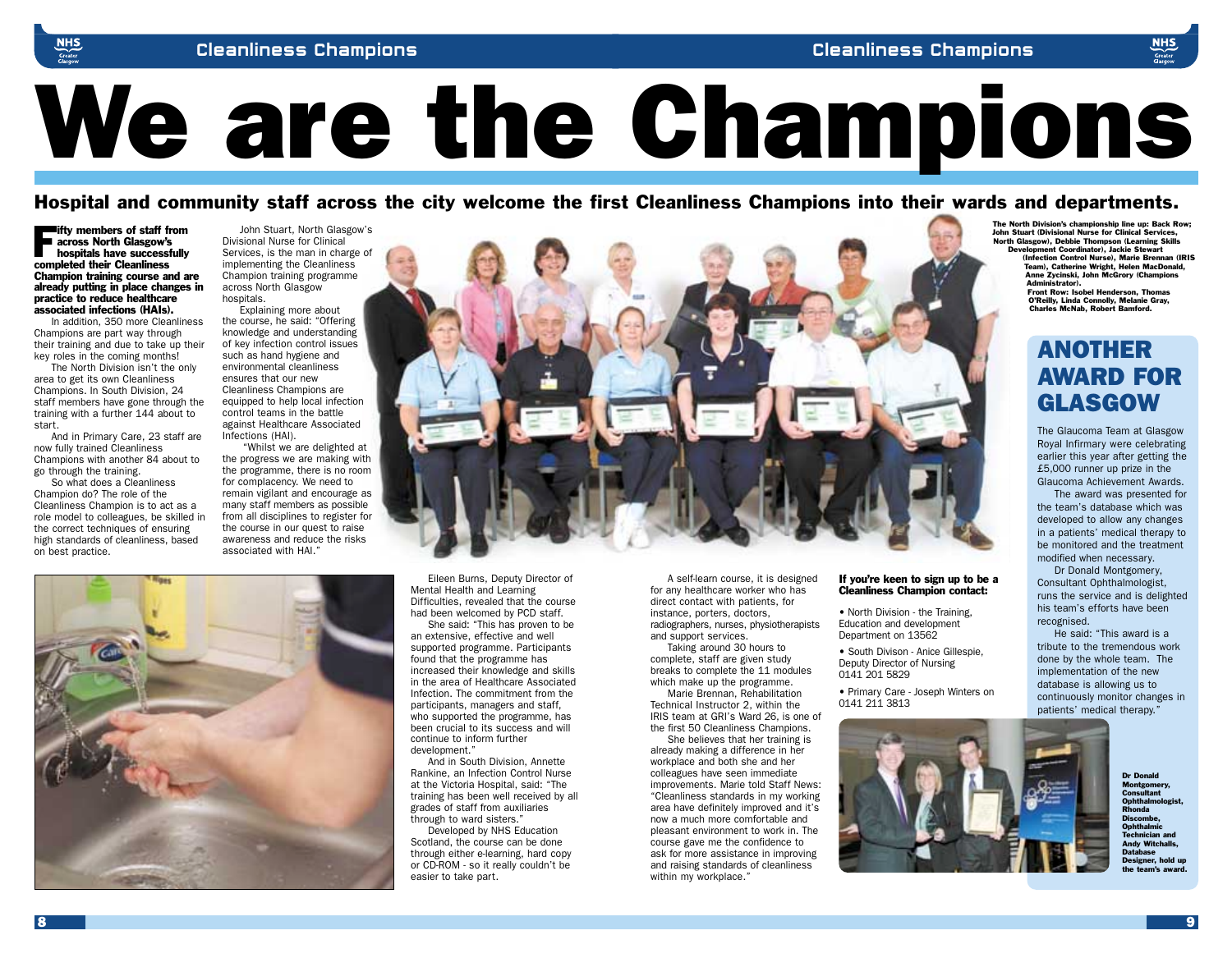# We are the Champions

## Hospital and community staff across the city welcome the first Cleanliness Champions into their wards and departments.

**Fifty members of staff from across North Glasgow's hospitals have successfully completed their Cleanliness Champion training course and are already putting in place changes in practice to reduce healthcare associated infections (HAIs).**

In addition, 350 more Cleanliness Champions are part way through their training and due to take up their key roles in the coming months!

The North Division isn't the only area to get its own Cleanliness Champions. In South Division, 24 staff members have gone through the training with a further 144 about to start.

And in Primary Care, 23 staff are now fully trained Cleanliness Champions with another 84 about to go through the training.

So what does a Cleanliness Champion do? The role of the Cleanliness Champion is to act as a role model to colleagues, be skilled in the correct techniques of ensuring high standards of cleanliness, based on best practice.

John Stuart, North Glasgow's Divisional Nurse for Clinical Services, is the man in charge of implementing the Cleanliness Champion training programme across North Glasgow hospitals.

Explaining more about the course, he said: "Offering knowledge and understanding of key infection control issues such as hand hygiene and environmental cleanliness ensures that our new Cleanliness Champions are equipped to help local infection control teams in the battle against Healthcare Associated Infections (HAI).

"Whilst we are delighted at the progress we are making with the programme, there is no room for complacency. We need to remain vigilant and encourage as many staff members as possible from all disciplines to register for the course in our quest to raise awareness and reduce the risks associated with HAI."

**The North Division's championship line up: Back Row; John Stuart (Divisional Nurse for Clinical Services, North Glasgow), Debbie Thompson (Learning Skills Development Coordinator), Jackie Stewart (Infection Control Nurse), Marie Brennan (IRIS Team), Catherine Wright, Helen MacDonald, Anne Zycinski, John McGrory (Champions Administrator). Front Row: Isobel Henderson, Thomas O'Reilly, Linda Connolly, Melanie Gray, Charles McNab, Robert Bamford.**

Eileen Burns, Deputy Director of Mental Health and Learning Difficulties, revealed that the course had been welcomed by PCD staff.

She said: "This has proven to be an extensive, effective and well supported programme. Participants found that the programme has increased their knowledge and skills in the area of Healthcare Associated Infection. The commitment from the participants, managers and staff, who supported the programme, has been crucial to its success and will continue to inform further development."

And in South Division, Annette Rankine, an Infection Control Nurse at the Victoria Hospital, said: "The training has been well received by all grades of staff from auxiliaries through to ward sisters."

Developed by NHS Education Scotland, the course can be done through either e-learning, hard copy or CD-ROM - so it really couldn't be easier to take part.

A self-learn course, it is designed for any healthcare worker who has direct contact with patients, for instance, porters, doctors, radiographers, nurses, physiotherapists and support services.

Taking around 30 hours to complete, staff are given study breaks to complete the 11 modules which make up the programme.

Marie Brennan, Rehabilitation Technical Instructor 2, within the IRIS team at GRI's Ward 26, is one of the first 50 Cleanliness Champions.

She believes that her training is already making a difference in her workplace and both she and her colleagues have seen immediate improvements. Marie told Staff News: "Cleanliness standards in my working area have definitely improved and it's now a much more comfortable and pleasant environment to work in. The course gave me the confidence to ask for more assistance in improving and raising standards of cleanliness within my workplace."

**If you're keen to sign up to be a Cleanliness Champion contact:**

- North Division - the Training, Education and development Department on 13562
- South Divison - Anice Gillespie, Deputy Director of Nursing 0141 201 5829
- Primary Care - Joseph Winters on 0141 211 3813

## ANOTHER AWARD FOR GLASGOW

The Glaucoma Team at Glasgow Royal Infirmary were celebrating earlier this year after getting the £5,000 runner up prize in the Glaucoma Achievement Awards.

The award was presented for the team's database which was developed to allow any changes in a patients' medical therapy to be monitored and the treatment modified when necessary.

Dr Donald Montgomery, Consultant Ophthalmologist, runs the service and is delighted his team's efforts have been recognised.

He said: "This award is a tribute to the tremendous work done by the whole team. The implementation of the new database is allowing us to continuously monitor changes in patients' medical therapy."

**Dr Donald Montgomery, Consultant Ophthalmologist, Rhonda Discombe, Ophthalmic Technician and Andy Witchalls, Database Designer, hold up the team's award.**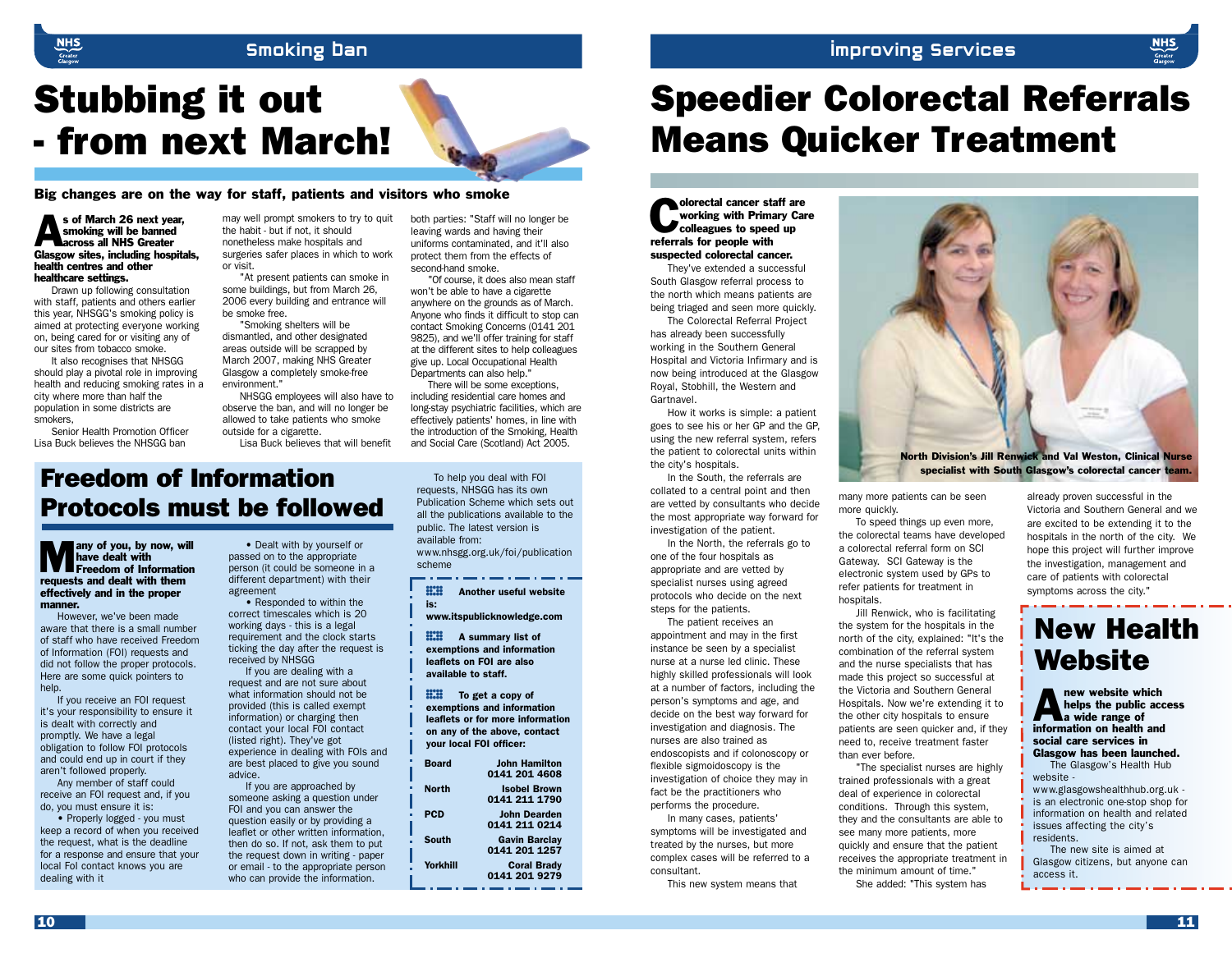# Stubbing it out - from next March!

**Big changes are on the way for staff, patients and visitors who smoke**

**As of March 26 next year, smoking will be banned across all NHS Greater Glasgow sites, including hospitals, health centres and other healthcare settings.**

Drawn up following consultation with staff, patients and others earlier this year, NHSGG's smoking policy is aimed at protecting everyone working on, being cared for or visiting any of our sites from tobacco smoke.

It also recognises that NHSGG should play a pivotal role in improving health and reducing smoking rates in a city where more than half the population in some districts are smokers,

Senior Health Promotion Officer Lisa Buck believes the NHSGG ban may well prompt smokers to try to quit the habit - but if not, it should nonetheless make hospitals and surgeries safer places in which to work or visit.

"At present patients can smoke in some buildings, but from March 26, 2006 every building and entrance will be smoke free.

"Smoking shelters will be dismantled, and other designated areas outside will be scrapped by March 2007, making NHS Greater Glasgow a completely smoke-free environment."

NHSGG employees will also have to observe the ban, and will no longer be allowed to take patients who smoke outside for a cigarette.

Lisa Buck believes that will benefit both parties: "Staff will no longer be leaving wards and having their uniforms contaminated, and it'll also protect them from the effects of second-hand smoke.

"Of course, it does also mean staff won't be able to have a cigarette anywhere on the grounds as of March. Anyone who finds it difficult to stop can contact Smoking Concerns (0141 201 9825), and we'll offer training for staff at the different sites to help colleagues give up. Local Occupational Health Departments can also help."

There will be some exceptions, including residential care homes and long-stay psychiatric facilities, which are effectively patients' homes, in line with the introduction of the Smoking, Health and Social Care (Scotland) Act 2005.

# Freedom of Information Protocols must be followed

**Many of you, by now, will have dealt with Freedom of Information requests and dealt with them effectively and in the proper manner.**

However, we've been made aware that there is a small number of staff who have received Freedom of Information (FOI) requests and did not follow the proper protocols. Here are some quick pointers to help.

If you receive an FOI request it's your responsibility to ensure it is dealt with correctly and promptly. We have a legal obligation to follow FOI protocols and could end up in court if they aren't followed properly.

Any member of staff could receive an FOI request and, if you do, you must ensure it is:

- Properly logged - you must keep a record of when you received the request, what is the deadline for a response and ensure that your local FOI contact knows you are dealing with it
- Dealt with by yourself or passed on to the appropriate person (it could be someone in a different department) with their agreement
- Responded to within the correct timescales which is 20 working days - this is a legal requirement and the clock starts ticking the day after the request is received by NHSGG

If you are dealing with a request and are not sure about what information should not be provided (this is called exempt information) or charging then contact your local FOI contact (listed right). They've got experience in dealing with FOIs and are best placed to give you sound advice.

If you are approached by someone asking a question under FOI and you can answer the question easily or by providing a leaflet or other written information, then do so. If not, ask them to put the request down in writing - paper or email - to the appropriate person who can provide the information.

To help you deal with FOI requests, NHSGG has its own Publication Scheme which sets out all the publications available to the public. The latest version is available from: www.nhsgg.org.uk/foi/publication scheme

**Another useful website is: www.itspublicknowledge.com**

**A summary list of exemptions and information leaflets on FOI are also available to staff.**

**To get a copy of exemptions and information leaflets or for more information on any of the above, contact your local FOI officer:**

| | |
|---|---|
| **Board** | **John Hamilton 0141 201 4608** |
| **North** | **Isobel Brown 0141 211 1790** |
| **PCD** | **John Dearden 0141 211 0214** |
| **South** | **Gavin Barclay 0141 201 1257** |
| **Yorkhill** | **Coral Brady 0141 201 9279** |

# Speedier Colorectal Referrals Means Quicker Treatment

**Colorectal cancer staff are working with Primary Care colleagues to speed up referrals for people with suspected colorectal cancer.**

They've extended a successful South Glasgow referral process to the north which means patients are being triaged and seen more quickly.

The Colorectal Referral Project has already been successfully working in the Southern General Hospital and Victoria Infirmary and is now being introduced at the Glasgow Royal, Stobhill, the Western and Gartnavel.

How it works is simple: a patient goes to see his or her GP and the GP, using the new referral system, refers the patient to colorectal units within the city's hospitals.

In the South, the referrals are collated to a central point and then are vetted by consultants who decide the most appropriate way forward for investigation of the patient.

In the North, the referrals go to one of the four hospitals as appropriate and are vetted by specialist nurses using agreed protocols who decide on the next steps for the patients.

The patient receives an appointment and may in the first instance be seen by a specialist nurse at a nurse led clinic. These highly skilled professionals will look at a number of factors, including the person's symptoms and age, and decide on the best way forward for investigation and diagnosis. The nurses are also trained as endoscopists and if colonoscopy or flexible sigmoidoscopy is the investigation of choice they may in fact be the practitioners who performs the procedure.

In many cases, patients' symptoms will be investigated and treated by the nurses, but more complex cases will be referred to a consultant.

This new system means that many more patients can be seen more quickly.

To speed things up even more, the colorectal teams have developed a colorectal referral form on SCI Gateway. SCI Gateway is the electronic system used by GPs to refer patients for treatment in hospitals.

Jill Renwick, who is facilitating the system for the hospitals in the north of the city, explained: "It's the combination of the referral system and the nurse specialists that has made this project so successful at the Victoria and Southern General Hospitals. Now we're extending it to the other city hospitals to ensure patients are seen quicker and, if they need to, receive treatment faster than ever before.

"The specialist nurses are highly trained professionals with a great deal of experience in colorectal conditions. Through this system, they and the consultants are able to see many more patients, more quickly and ensure that the patient receives the appropriate treatment in the minimum amount of time."

She added: "This system has already proven successful in the Victoria and Southern General and we are excited to be extending it to the hospitals in the north of the city. We hope this project will further improve the investigation, management and care of patients with colorectal symptoms across the city."

North Division's Jill Renwick and Val Weston, Clinical Nurse specialist with South Glasgow's colorectal cancer team.

# New Health Website

**A new website which helps the public access a wide range of information on health and social care services in Glasgow has been launched.**

The Glasgow's Health Hub website - www.glasgowshealthhub.org.uk - is an electronic one-stop shop for information on health and related issues affecting the city's residents.

The new site is aimed at Glasgow citizens, but anyone can access it.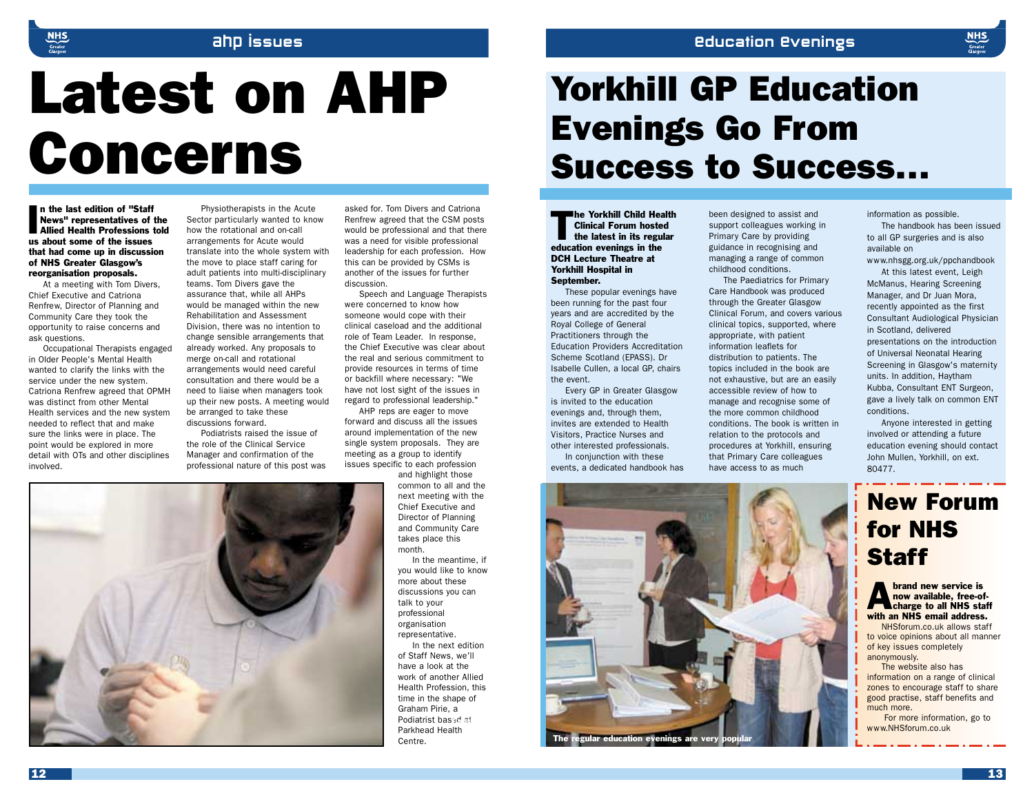# Latest on AHP Concerns

**In the last edition of "Staff News" representatives of the Allied Health Professions told us about some of the issues that had come up in discussion of NHS Greater Glasgow's reorganisation proposals.**

At a meeting with Tom Divers, Chief Executive and Catriona Renfrew, Director of Planning and Community Care they took the opportunity to raise concerns and ask questions.

Occupational Therapists engaged in Older People's Mental Health wanted to clarify the links with the service under the new system. Catriona Renfrew agreed that OPMH was distinct from other Mental Health services and the new system needed to reflect that and make sure the links were in place. The point would be explored in more detail with OTs and other disciplines involved.

Physiotherapists in the Acute Sector particularly wanted to know how the rotational and on-call arrangements for Acute would translate into the whole system with the move to place staff caring for adult patients into multi-disciplinary teams. Tom Divers gave the assurance that, while all AHPs would be managed within the new Rehabilitation and Assessment Division, there was no intention to change sensible arrangements that already worked. Any proposals to merge on-call and rotational arrangements would need careful consultation and there would be a need to liaise when managers took up their new posts. A meeting would be arranged to take these discussions forward.

Podiatrists raised the issue of the role of the Clinical Service Manager and confirmation of the professional nature of this post was asked for. Tom Divers and Catriona Renfrew agreed that the CSM posts would be professional and that there was a need for visible professional leadership for each profession. How this can be provided by CSMs is another of the issues for further discussion.

Speech and Language Therapists were concerned to know how someone would cope with their clinical caseload and the additional role of Team Leader. In response, the Chief Executive was clear about the real and serious commitment to provide resources in terms of time or backfill where necessary: "We have not lost sight of the issues in regard to professional leadership."

AHP reps are eager to move forward and discuss all the issues around implementation of the new single system proposals. They are meeting as a group to identify issues specific to each profession and highlight those common to all and the next meeting with the Chief Executive and Director of Planning and Community Care takes place this month.

In the meantime, if you would like to know more about these discussions you can talk to your professional organisation representative.

In the next edition of Staff News, we'll have a look at the work of another Allied Health Profession, this time in the shape of Graham Pirie, a Podiatrist based at Parkhead Health Centre.

# Yorkhill GP Education Evenings Go From Success to Success...

**The Yorkhill Child Health Clinical Forum hosted the latest in its regular education evenings in the DCH Lecture Theatre at Yorkhill Hospital in September.**

These popular evenings have been running for the past four years and are accredited by the Royal College of General Practitioners through the Education Providers Accreditation Scheme Scotland (EPASS). Dr Isabelle Cullen, a local GP, chairs the event.

Every GP in Greater Glasgow is invited to the education evenings and, through them, invites are extended to Health Visitors, Practice Nurses and other interested professionals.

In conjunction with these events, a dedicated handbook has been designed to assist and support colleagues working in Primary Care by providing guidance in recognising and managing a range of common childhood conditions.

The Paediatrics for Primary Care Handbook was produced through the Greater Glasgow Clinical Forum, and covers various clinical topics, supported, where appropriate, with patient information leaflets for distribution to patients. The topics included in the book are not exhaustive, but are an easily accessible review of how to manage and recognise some of the more common childhood conditions. The book is written in relation to the protocols and procedures at Yorkhill, ensuring that Primary Care colleagues have access to as much information as possible.

The handbook has been issued to all GP surgeries and is also available on www.nhsgg.org.uk/ppchandbook

At this latest event, Leigh McManus, Hearing Screening Manager, and Dr Juan Mora, recently appointed as the first Consultant Audiological Physician in Scotland, delivered presentations on the introduction of Universal Neonatal Hearing Screening in Glasgow's maternity units. In addition, Haytham Kubba, Consultant ENT Surgeon, gave a lively talk on common ENT conditions.

Anyone interested in getting involved or attending a future education evening should contact John Mullen, Yorkhill, on ext. 80477.

The regular education evenings are very popular

## New Forum for NHS Staff

**A brand new service is now available, free-of-charge to all NHS staff with an NHS email address.**

NHSforum.co.uk allows staff to voice opinions about all manner of key issues completely anonymously.

The website also has information on a range of clinical zones to encourage staff to share good practise, staff benefits and much more.

For more information, go to www.NHSforum.co.uk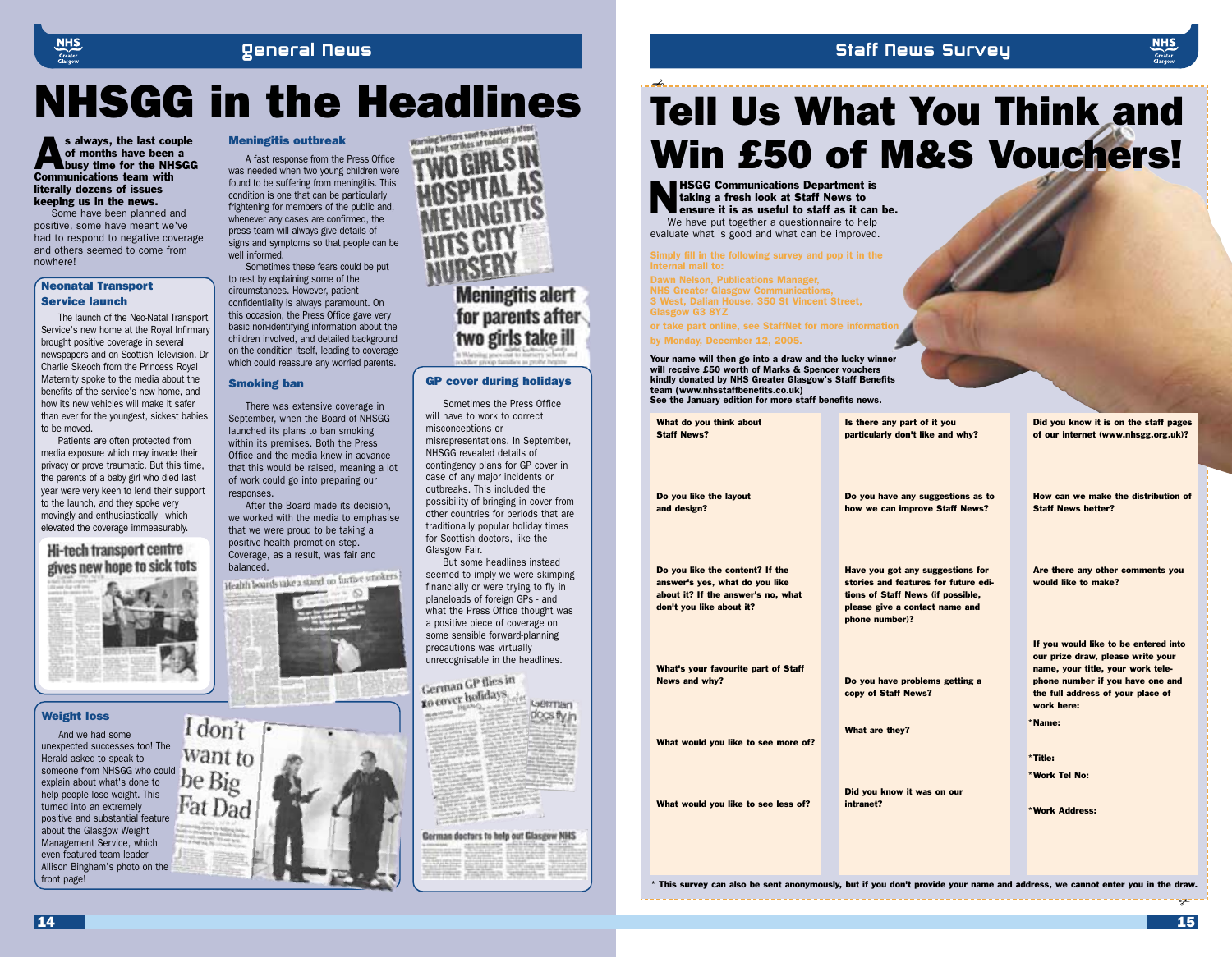# NHSGG in the Headlines

**As always, the last couple of months have been a busy time for the NHSGG Communications team with literally dozens of issues keeping us in the news.**

Some have been planned and positive, some have meant we've had to respond to negative coverage and others seemed to come from nowhere!

### Neonatal Transport Service launch

The launch of the Neo-Natal Transport Service's new home at the Royal Infirmary brought positive coverage in several newspapers and on Scottish Television. Dr Charlie Skeoch from the Princess Royal Maternity spoke to the media about the benefits of the service's new home, and how its new vehicles will make it safer than ever for the youngest, sickest babies to be moved.

Patients are often protected from media exposure which may invade their privacy or prove traumatic. But this time, the parents of a baby girl who died last year were very keen to lend their support to the launch, and they spoke very movingly and enthusiastically - which elevated the coverage immeasurably.

Hi-tech transport centre gives new hope to sick tots

### Weight loss

And we had some unexpected successes too! The Herald asked to speak to someone from NHSGG who could explain about what's done to help people lose weight. This turned into an extremely positive and substantial feature about the Glasgow Weight Management Service, which even featured team leader Allison Bingham's photo on the front page!

I don't want to be Big Fat Dad

### Meningitis outbreak

A fast response from the Press Office was needed when two young children were found to be suffering from meningitis. This condition is one that can be particularly frightening for members of the public and, whenever any cases are confirmed, the press team will always give details of signs and symptoms so that people can be well informed.

Sometimes these fears could be put to rest by explaining some of the circumstances. However, patient confidentiality is always paramount. On this occasion, the Press Office gave very basic non-identifying information about the children involved, and detailed background on the condition itself, leading to coverage which could reassure any worried parents.

TWO GIRLS IN HOSPITAL AS MENINGITIS HITS CITY NURSERY

Meningitis alert for parents after two girls take ill

### Smoking ban

There was extensive coverage in September, when the Board of NHSGG launched its plans to ban smoking within its premises. Both the Press Office and the media knew in advance that this would be raised, meaning a lot of work could go into preparing our responses.

After the Board made its decision, we worked with the media to emphasise that we were proud to be taking a positive health promotion step. Coverage, as a result, was fair and balanced.

Health boards take a stand on furtive smokers

### GP cover during holidays

Sometimes the Press Office will have to work to correct misconceptions or misrepresentations. In September, NHSGG revealed details of contingency plans for GP cover in case of any major incidents or outbreaks. This included the possibility of bringing in cover from other countries for periods that are traditionally popular holiday times for Scottish doctors, like the Glasgow Fair.

But some headlines instead seemed to imply we were skimping financially or were trying to fly in planeloads of foreign GPs - and what the Press Office thought was a positive piece of common sense forward-planning precautions was virtually unrecognisable in the headlines.

German GP flies in to cover holidays

German docs fly in

German doctors to help out Glasgow NHS

---

# Tell Us What You Think and Win £50 of M&S Vouchers!

**NHSGG Communications Department is taking a fresh look at Staff News to ensure it is as useful to staff as it can be.**

We have put together a questionnaire to help evaluate what is good and what can be improved.

**Simply fill in the following survey and pop it in the internal mail to:**

**Dawn Nelson, Publications Manager,**
**NHS Greater Glasgow Communications,**
**3 West, Dalian House, 350 St Vincent Street,**
**Glasgow G3 8YZ**

**or take part online, see StaffNet for more information**

**by Monday, December 12, 2005.**

**Your name will then go into a draw and the lucky winner will receive £50 worth of Marks & Spencer vouchers kindly donated by NHS Greater Glasgow's Staff Benefits team (www.nhsstaffbenefits.co.uk)**
**See the January edition for more staff benefits news.**

**What do you think about Staff News?**

**Do you like the layout and design?**

**Do you like the content? If the answer's yes, what do you like about it? If the answer's no, what don't you like about it?**

**What's your favourite part of Staff News and why?**

**What would you like to see more of?**

**What would you like to see less of?**

**Is there any part of it you particularly don't like and why?**

**Do you have any suggestions as to how we can improve Staff News?**

**Have you got any suggestions for stories and features for future editions of Staff News (if possible, please give a contact name and phone number)?**

**Do you have problems getting a copy of Staff News?**

**What are they?**

**Did you know it was on our intranet?**

**Did you know it is on the staff pages of our internet (www.nhsgg.org.uk)?**

**How can we make the distribution of Staff News better?**

**Are there any other comments you would like to make?**

**If you would like to be entered into our prize draw, please write your name, your title, your work telephone number if you have one and the full address of your place of work here:**

**\*Name:**

**\*Title:**

**\*Work Tel No:**

**\*Work Address:**

**\* This survey can also be sent anonymously, but if you don't provide your name and address, we cannot enter you in the draw.**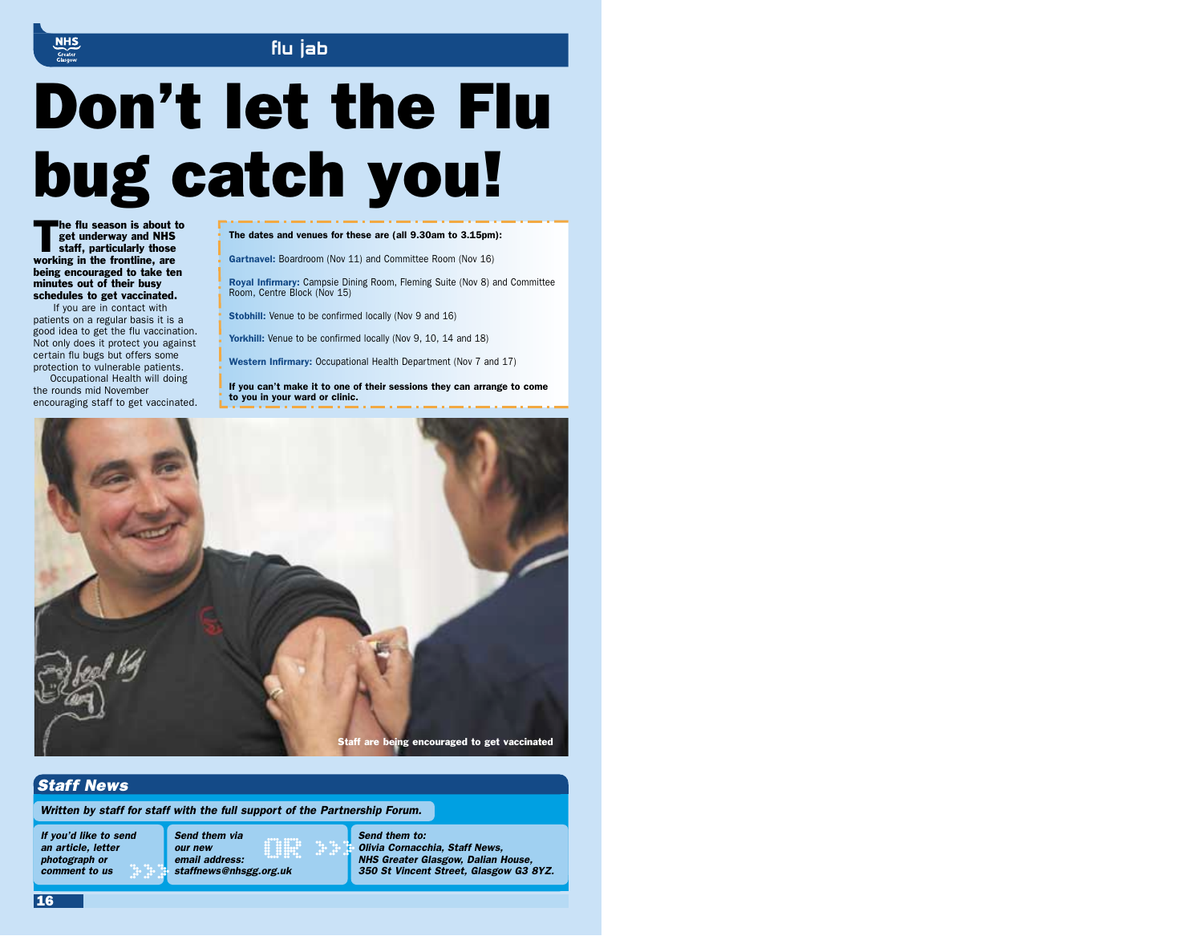flu jab

# Don't let the Flu bug catch you!

**The flu season is about to get underway and NHS staff, particularly those working in the frontline, are being encouraged to take ten minutes out of their busy schedules to get vaccinated.**

If you are in contact with patients on a regular basis it is a good idea to get the flu vaccination. Not only does it protect you against certain flu bugs but offers some protection to vulnerable patients.

Occupational Health will doing the rounds mid November encouraging staff to get vaccinated.

**The dates and venues for these are (all 9.30am to 3.15pm):**

**Gartnavel:** Boardroom (Nov 11) and Committee Room (Nov 16)

**Royal Infirmary:** Campsie Dining Room, Fleming Suite (Nov 8) and Committee Room, Centre Block (Nov 15)

**Stobhill:** Venue to be confirmed locally (Nov 9 and 16)

**Yorkhill:** Venue to be confirmed locally (Nov 9, 10, 14 and 18)

**Western Infirmary:** Occupational Health Department (Nov 7 and 17)

**If you can't make it to one of their sessions they can arrange to come to you in your ward or clinic.**

Staff are being encouraged to get vaccinated

## *Staff News*

***Written by staff for staff with the full support of the Partnership Forum.***

***If you'd like to send an article, letter photograph or comment to us*** >>> ***Send them via our new email address: staffnews@nhsgg.org.uk*** OR >>> ***Send them to: Olivia Cornacchia, Staff News, NHS Greater Glasgow, Dalian House, 350 St Vincent Street, Glasgow G3 8YZ.***